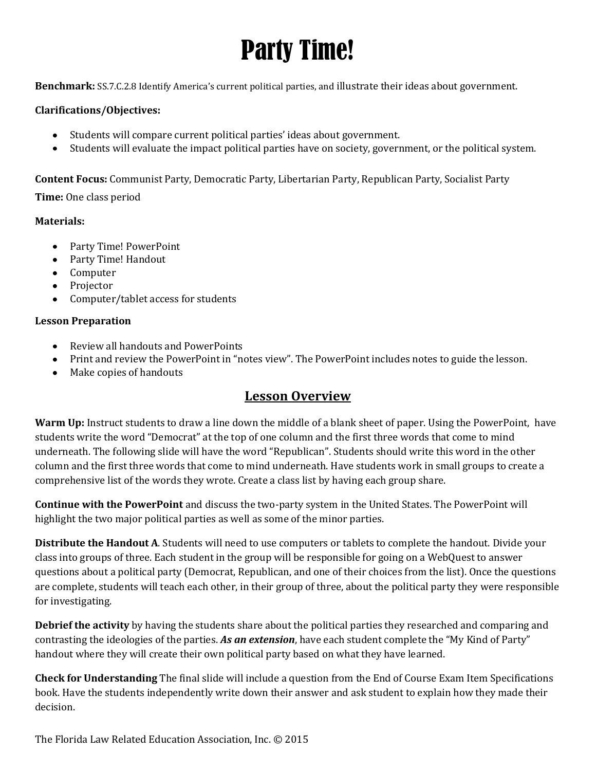# Party Time!

**Benchmark:** SS.7.C.2.8 Identify America's current political parties, and illustrate their ideas about government.

**Clarifications/Objectives:**

- Students will compare current political parties' ideas about government.
- Students will evaluate the impact political parties have on society, government, or the political system.

**Content Focus:** Communist Party, Democratic Party, Libertarian Party, Republican Party, Socialist Party

**Time:** One class period

**Materials:**

- Party Time! PowerPoint
- Party Time! Handout
- Computer
- Projector
- Computer/tablet access for students

**Lesson Preparation**

- Review all handouts and PowerPoints
- Print and review the PowerPoint in "notes view". The PowerPoint includes notes to guide the lesson.
- Make copies of handouts

## Lesson Overview

**Warm Up:** Instruct students to draw a line down the middle of a blank sheet of paper. Using the PowerPoint, have students write the word "Democrat" at the top of one column and the first three words that come to mind underneath. The following slide will have the word "Republican". Students should write this word in the other column and the first three words that come to mind underneath. Have students work in small groups to create a comprehensive list of the words they wrote. Create a class list by having each group share.

**Continue with the PowerPoint** and discuss the two-party system in the United States. The PowerPoint will highlight the two major political parties as well as some of the minor parties.

**Distribute the Handout A**. Students will need to use computers or tablets to complete the handout. Divide your class into groups of three. Each student in the group will be responsible for going on a WebQuest to answer questions about a political party (Democrat, Republican, and one of their choices from the list). Once the questions are complete, students will teach each other, in their group of three, about the political party they were responsible for investigating.

**Debrief the activity** by having the students share about the political parties they researched and comparing and contrasting the ideologies of the parties. ***As an extension***, have each student complete the "My Kind of Party" handout where they will create their own political party based on what they have learned.

**Check for Understanding** The final slide will include a question from the End of Course Exam Item Specifications book. Have the students independently write down their answer and ask student to explain how they made their decision.

The Florida Law Related Education Association, Inc. © 2015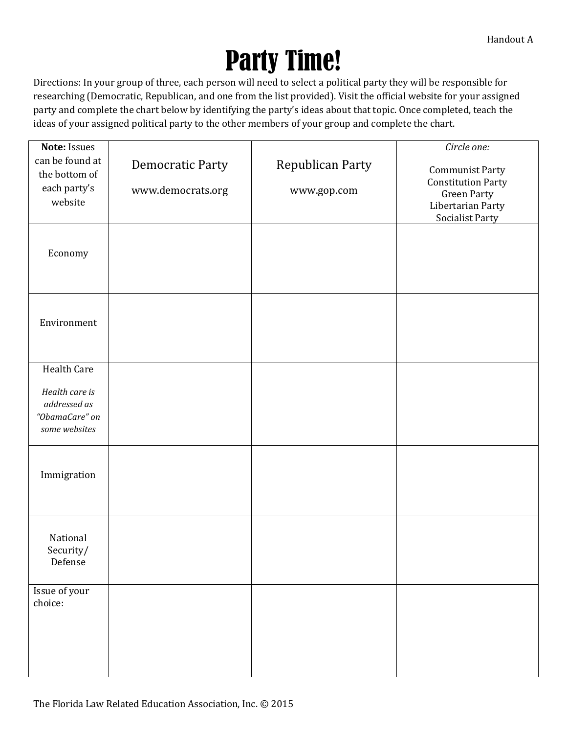Handout A

# Party Time!

Directions: In your group of three, each person will need to select a political party they will be responsible for researching (Democratic, Republican, and one from the list provided). Visit the official website for your assigned party and complete the chart below by identifying the party's ideas about that topic. Once completed, teach the ideas of your assigned political party to the other members of your group and complete the chart.

| **Note:** Issues can be found at the bottom of each party's website | Democratic Party<br>www.democrats.org | Republican Party<br>www.gop.com | *Circle one:*<br>Communist Party<br>Constitution Party<br>Green Party<br>Libertarian Party<br>Socialist Party |
|---|---|---|---|
| Economy | | | |
| Environment | | | |
| Health Care<br>*Health care is addressed as "ObamaCare" on some websites* | | | |
| Immigration | | | |
| National Security/ Defense | | | |
| Issue of your choice: | | | |

The Florida Law Related Education Association, Inc. © 2015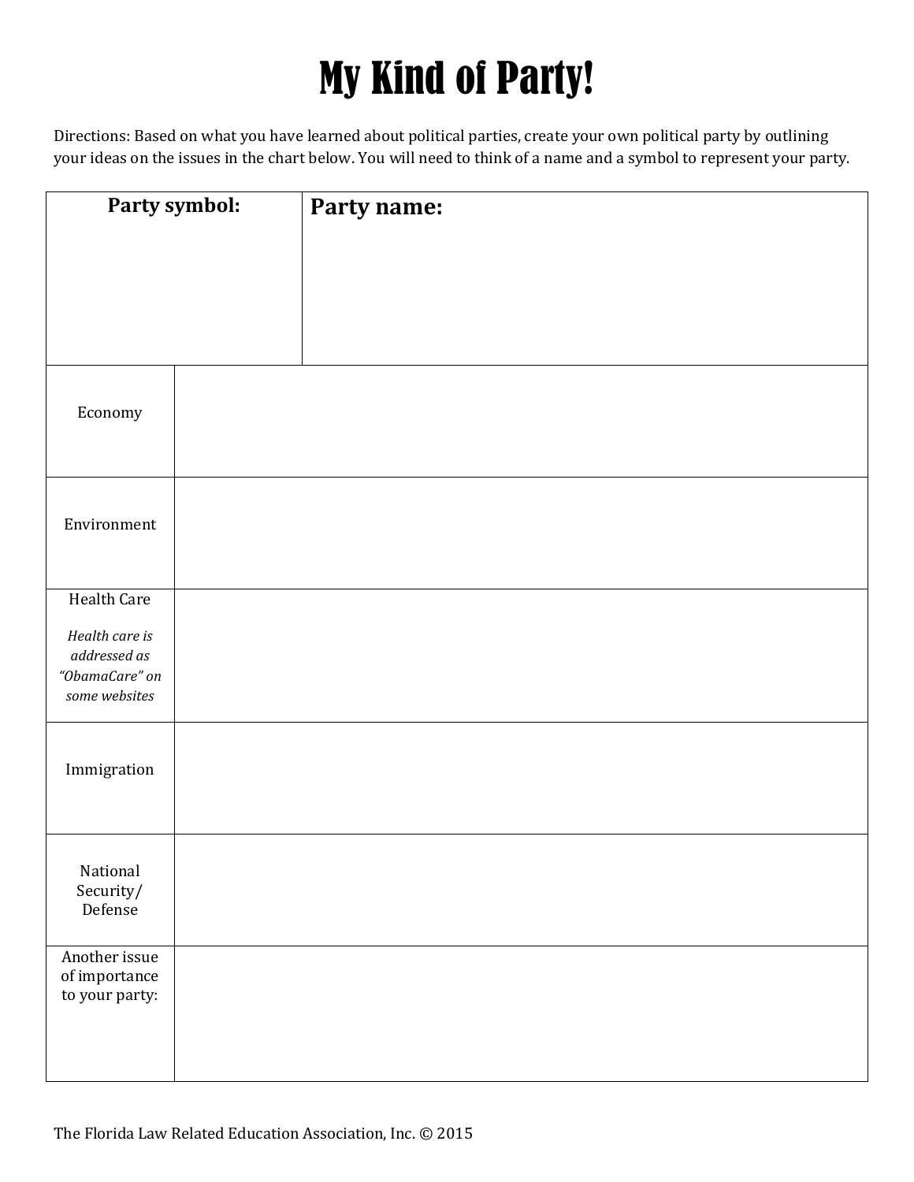# My Kind of Party!

Directions: Based on what you have learned about political parties, create your own political party by outlining your ideas on the issues in the chart below. You will need to think of a name and a symbol to represent your party.

| **Party symbol:** | **Party name:** |
|---|---|
| Economy | |
| Environment | |
| Health Care<br><br>*Health care is addressed as "ObamaCare" on some websites* | |
| Immigration | |
| National Security/ Defense | |
| Another issue of importance to your party: | |

The Florida Law Related Education Association, Inc. © 2015